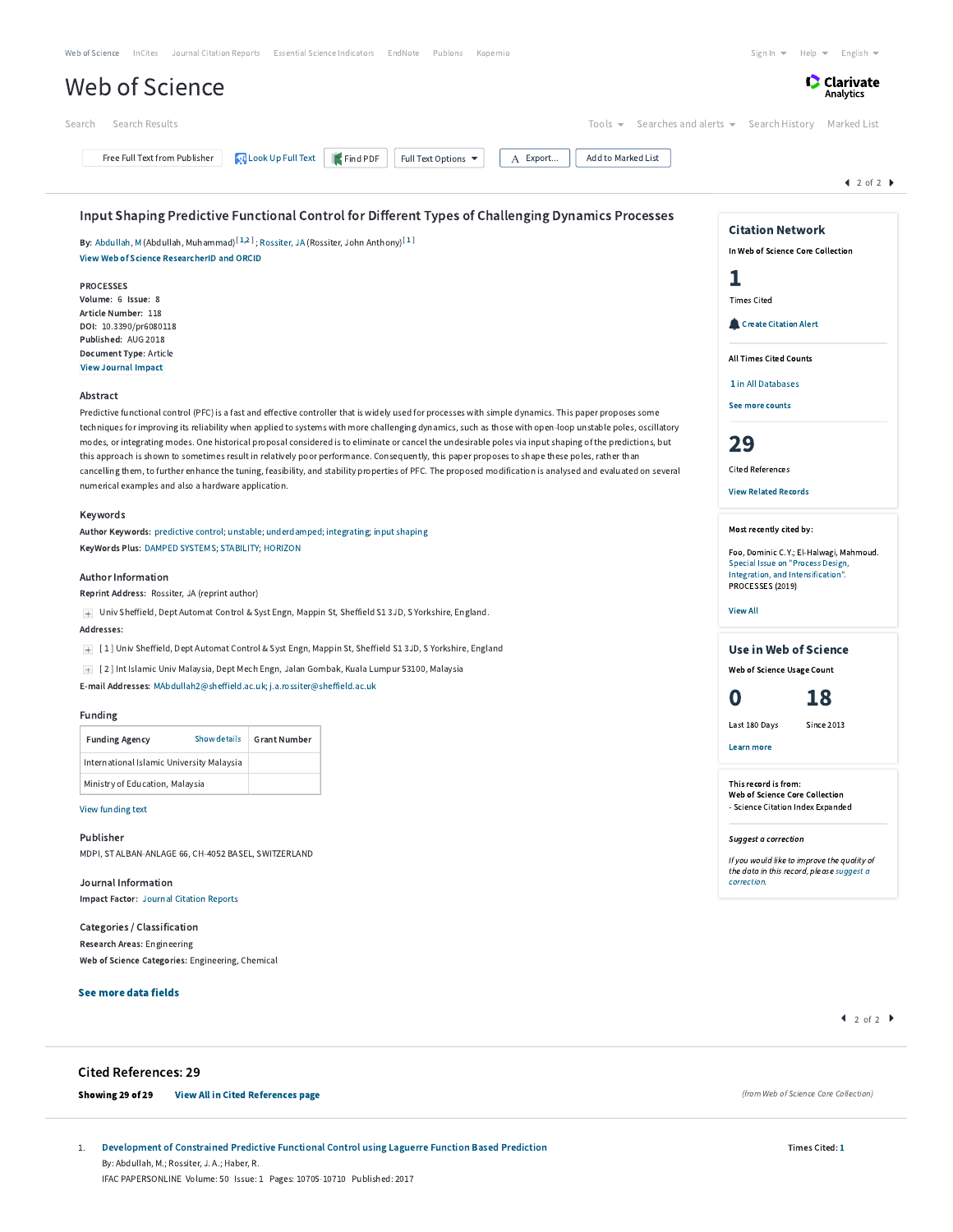Web of Science | InCites | Journal Citation Reports | Essential Science Indicators | EndNote | Publons | Kopernio

Sign In | Help | English

# Web of Science

Clarivate Analytics

Search | Search Results

Tools | Searches and alerts | Search History | Marked List

Free Full Text from Publisher | Look Up Full Text | Find PDF | Full Text Options | Export... | Add to Marked List

## Input Shaping Predictive Functional Control for Different Types of Challenging Dynamics Processes

**By:** Abdullah, M (Abdullah, Muhammad)[1,2]; Rossiter, JA (Rossiter, John Anthony)[1]

View Web of Science ResearcherID and ORCID

**PROCESSES**
**Volume:** 6 **Issue:** 8
**Article Number:** 118
**DOI:** 10.3390/pr6080118
**Published:** AUG 2018
**Document Type:** Article
View Journal Impact

### Abstract

Predictive functional control (PFC) is a fast and effective controller that is widely used for processes with simple dynamics. This paper proposes some techniques for improving its reliability when applied to systems with more challenging dynamics, such as those with open-loop unstable poles, oscillatory modes, or integrating modes. One historical proposal considered is to eliminate or cancel the undesirable poles via input shaping of the predictions, but this approach is shown to sometimes result in relatively poor performance. Consequently, this paper proposes to shape these poles, rather than cancelling them, to further enhance the tuning, feasibility, and stability properties of PFC. The proposed modification is analysed and evaluated on several numerical examples and also a hardware application.

### Keywords

**Author Keywords:** predictive control; unstable; underdamped; integrating; input shaping
**KeyWords Plus:** DAMPED SYSTEMS; STABILITY; HORIZON

### Author Information

**Reprint Address:** Rossiter, JA (reprint author)
Univ Sheffield, Dept Automat Control & Syst Engn, Mappin St, Sheffield S1 3JD, S Yorkshire, England.

**Addresses:**
[1] Univ Sheffield, Dept Automat Control & Syst Engn, Mappin St, Sheffield S1 3JD, S Yorkshire, England
[2] Int Islamic Univ Malaysia, Dept Mech Engn, Jalan Gombak, Kuala Lumpur 53100, Malaysia

**E-mail Addresses:** MAbdullah2@sheffield.ac.uk; j.a.rossiter@sheffield.ac.uk

### Funding

| Funding Agency | Grant Number |
| --- | --- |
| International Islamic University Malaysia | |
| Ministry of Education, Malaysia | |

View funding text

### Publisher

MDPI, ST ALBAN-ANLAGE 66, CH-4052 BASEL, SWITZERLAND

### Journal Information

**Impact Factor:** Journal Citation Reports

### Categories / Classification

**Research Areas:** Engineering
**Web of Science Categories:** Engineering, Chemical

**See more data fields**

### Citation Network

In Web of Science Core Collection

**1** Times Cited

Create Citation Alert

All Times Cited Counts

1 in All Databases

See more counts

**29** Cited References

View Related Records

**Most recently cited by:**

Foo, Dominic C.Y.; El-Halwagi, Mahmoud.
Special Issue on "Process Design, Integration, and Intensification".
PROCESSES (2019)

View All

### Use in Web of Science

Web of Science Usage Count

**0** Last 180 Days | **18** Since 2013

Learn more

This record is from:
Web of Science Core Collection
- Science Citation Index Expanded

*Suggest a correction*

*If you would like to improve the quality of the data in this record, please suggest a correction.*

## Cited References: 29

**Showing 29 of 29** View All in Cited References page

*(from Web of Science Core Collection)*

1. **Development of Constrained Predictive Functional Control using Laguerre Function Based Prediction**
By: Abdullah, M.; Rossiter, J. A.; Haber, R.
IFAC PAPERSONLINE Volume: 50 Issue: 1 Pages: 10705-10710 Published: 2017
Times Cited: 1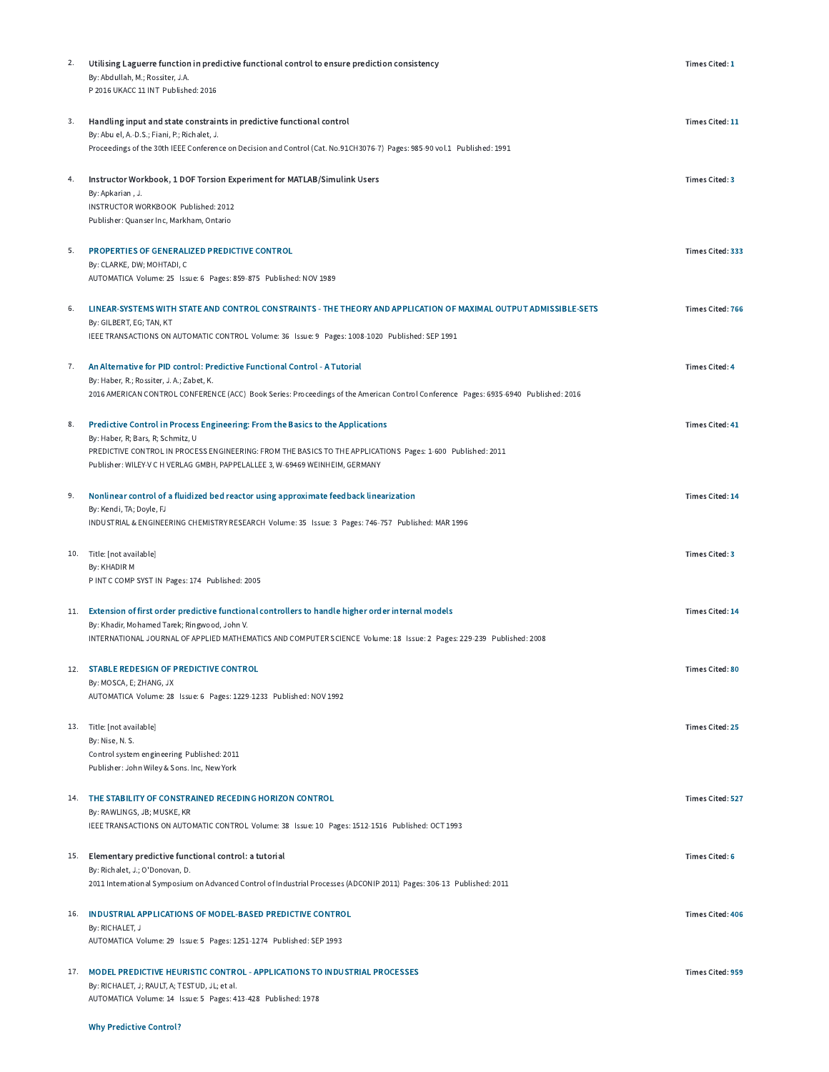2. **Utilising Laguerre function in predictive functional control to ensure prediction consistency**
   By: Abdullah, M.; Rossiter, J.A.
   P 2016 UKACC 11 INT Published: 2016
   
   Times Cited: 1

3. **Handling input and state constraints in predictive functional control**
   By: Abu el, A.-D.S.; Fiani, P.; Richalet, J.
   Proceedings of the 30th IEEE Conference on Decision and Control (Cat. No.91CH3076-7) Pages: 985-90 vol.1 Published: 1991
   
   Times Cited: 11

4. **Instructor Workbook, 1 DOF Torsion Experiment for MATLAB/Simulink Users**
   By: Apkarian , J.
   INSTRUCTOR WORKBOOK Published: 2012
   Publisher: Quanser Inc, Markham, Ontario
   
   Times Cited: 3

5. **PROPERTIES OF GENERALIZED PREDICTIVE CONTROL**
   By: CLARKE, DW; MOHTADI, C
   AUTOMATICA Volume: 25 Issue: 6 Pages: 859-875 Published: NOV 1989
   
   Times Cited: 333

6. **LINEAR-SYSTEMS WITH STATE AND CONTROL CONSTRAINTS - THE THEORY AND APPLICATION OF MAXIMAL OUTPUT ADMISSIBLE-SETS**
   By: GILBERT, EG; TAN, KT
   IEEE TRANSACTIONS ON AUTOMATIC CONTROL Volume: 36 Issue: 9 Pages: 1008-1020 Published: SEP 1991
   
   Times Cited: 766

7. **An Alternative for PID control: Predictive Functional Control - A Tutorial**
   By: Haber, R.; Rossiter, J. A.; Zabet, K.
   2016 AMERICAN CONTROL CONFERENCE (ACC) Book Series: Proceedings of the American Control Conference Pages: 6935-6940 Published: 2016
   
   Times Cited: 4

8. **Predictive Control in Process Engineering: From the Basics to the Applications**
   By: Haber, R; Bars, R; Schmitz, U
   PREDICTIVE CONTROL IN PROCESS ENGINEERING: FROM THE BASICS TO THE APPLICATIONS Pages: 1-600 Published: 2011
   Publisher: WILEY-V C H VERLAG GMBH, PAPPELALLEE 3, W-69469 WEINHEIM, GERMANY
   
   Times Cited: 41

9. **Nonlinear control of a fluidized bed reactor using approximate feedback linearization**
   By: Kendi, TA; Doyle, FJ
   INDUSTRIAL & ENGINEERING CHEMISTRY RESEARCH Volume: 35 Issue: 3 Pages: 746-757 Published: MAR 1996
   
   Times Cited: 14

10. Title: [not available]
    By: KHADIR M
    P INT C COMP SYST IN Pages: 174 Published: 2005
    
    Times Cited: 3

11. **Extension of first order predictive functional controllers to handle higher order internal models**
    By: Khadir, Mohamed Tarek; Ringwood, John V.
    INTERNATIONAL JOURNAL OF APPLIED MATHEMATICS AND COMPUTER SCIENCE Volume: 18 Issue: 2 Pages: 229-239 Published: 2008
    
    Times Cited: 14

12. **STABLE REDESIGN OF PREDICTIVE CONTROL**
    By: MOSCA, E; ZHANG, JX
    AUTOMATICA Volume: 28 Issue: 6 Pages: 1229-1233 Published: NOV 1992
    
    Times Cited: 80

13. Title: [not available]
    By: Nise, N. S.
    Control system engineering Published: 2011
    Publisher: John Wiley & Sons. Inc, New York
    
    Times Cited: 25

14. **THE STABILITY OF CONSTRAINED RECEDING HORIZON CONTROL**
    By: RAWLINGS, JB; MUSKE, KR
    IEEE TRANSACTIONS ON AUTOMATIC CONTROL Volume: 38 Issue: 10 Pages: 1512-1516 Published: OCT 1993
    
    Times Cited: 527

15. **Elementary predictive functional control: a tutorial**
    By: Richalet, J.; O'Donovan, D.
    2011 International Symposium on Advanced Control of Industrial Processes (ADCONIP 2011) Pages: 306-13 Published: 2011
    
    Times Cited: 6

16. **INDUSTRIAL APPLICATIONS OF MODEL-BASED PREDICTIVE CONTROL**
    By: RICHALET, J
    AUTOMATICA Volume: 29 Issue: 5 Pages: 1251-1274 Published: SEP 1993
    
    Times Cited: 406

17. **MODEL PREDICTIVE HEURISTIC CONTROL - APPLICATIONS TO INDUSTRIAL PROCESSES**
    By: RICHALET, J; RAULT, A; TESTUD, JL; et al.
    AUTOMATICA Volume: 14 Issue: 5 Pages: 413-428 Published: 1978
    
    Times Cited: 959

**Why Predictive Control?**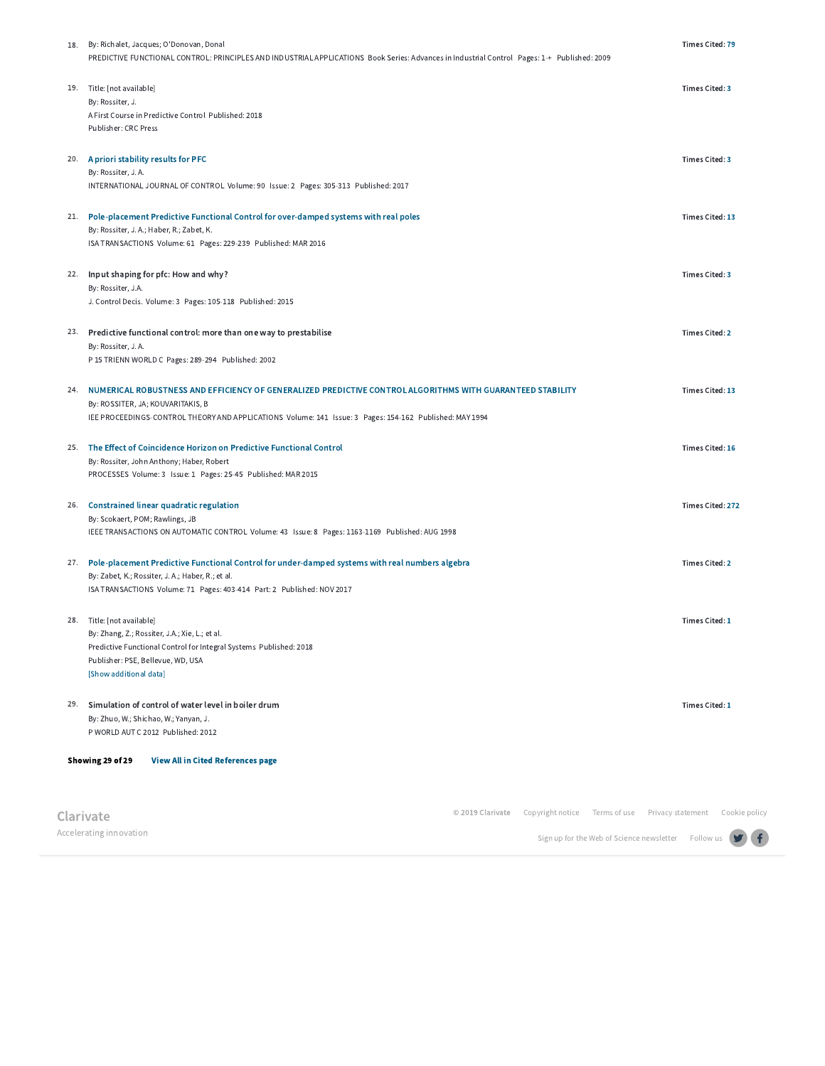18. By: Richalet, Jacques; O'Donovan, Donal
PREDICTIVE FUNCTIONAL CONTROL: PRINCIPLES AND INDUSTRIAL APPLICATIONS Book Series: Advances in Industrial Control Pages: 1-+ Published: 2009
Times Cited: 79

19. Title: [not available]
By: Rossiter, J.
A First Course in Predictive Control Published: 2018
Publisher: CRC Press
Times Cited: 3

20. **A priori stability results for PFC**
By: Rossiter, J. A.
INTERNATIONAL JOURNAL OF CONTROL Volume: 90 Issue: 2 Pages: 305-313 Published: 2017
Times Cited: 3

21. **Pole-placement Predictive Functional Control for over-damped systems with real poles**
By: Rossiter, J. A.; Haber, R.; Zabet, K.
ISA TRANSACTIONS Volume: 61 Pages: 229-239 Published: MAR 2016
Times Cited: 13

22. **Input shaping for pfc: How and why?**
By: Rossiter, J.A.
J. Control Decis. Volume: 3 Pages: 105-118 Published: 2015
Times Cited: 3

23. **Predictive functional control: more than one way to prestabilise**
By: Rossiter, J. A.
P 15 TRIENN WORLD C Pages: 289-294 Published: 2002
Times Cited: 2

24. **NUMERICAL ROBUSTNESS AND EFFICIENCY OF GENERALIZED PREDICTIVE CONTROL ALGORITHMS WITH GUARANTEED STABILITY**
By: ROSSITER, JA; KOUVARITAKIS, B
IEE PROCEEDINGS-CONTROL THEORY AND APPLICATIONS Volume: 141 Issue: 3 Pages: 154-162 Published: MAY 1994
Times Cited: 13

25. **The Effect of Coincidence Horizon on Predictive Functional Control**
By: Rossiter, John Anthony; Haber, Robert
PROCESSES Volume: 3 Issue: 1 Pages: 25-45 Published: MAR 2015
Times Cited: 16

26. **Constrained linear quadratic regulation**
By: Scokaert, POM; Rawlings, JB
IEEE TRANSACTIONS ON AUTOMATIC CONTROL Volume: 43 Issue: 8 Pages: 1163-1169 Published: AUG 1998
Times Cited: 272

27. **Pole-placement Predictive Functional Control for under-damped systems with real numbers algebra**
By: Zabet, K.; Rossiter, J. A.; Haber, R.; et al.
ISA TRANSACTIONS Volume: 71 Pages: 403-414 Part: 2 Published: NOV 2017
Times Cited: 2

28. Title: [not available]
By: Zhang, Z.; Rossiter, J.A.; Xie, L.; et al.
Predictive Functional Control for Integral Systems Published: 2018
Publisher: PSE, Bellevue, WD, USA
[Show additional data]
Times Cited: 1

29. **Simulation of control of water level in boiler drum**
By: Zhuo, W.; Shichao, W.; Yanyan, J.
P WORLD AUT C 2012 Published: 2012
Times Cited: 1

**Showing 29 of 29** **View All in Cited References page**

Clarivate
Accelerating innovation

© 2019 Clarivate Copyright notice Terms of use Privacy statement Cookie policy

Sign up for the Web of Science newsletter Follow us